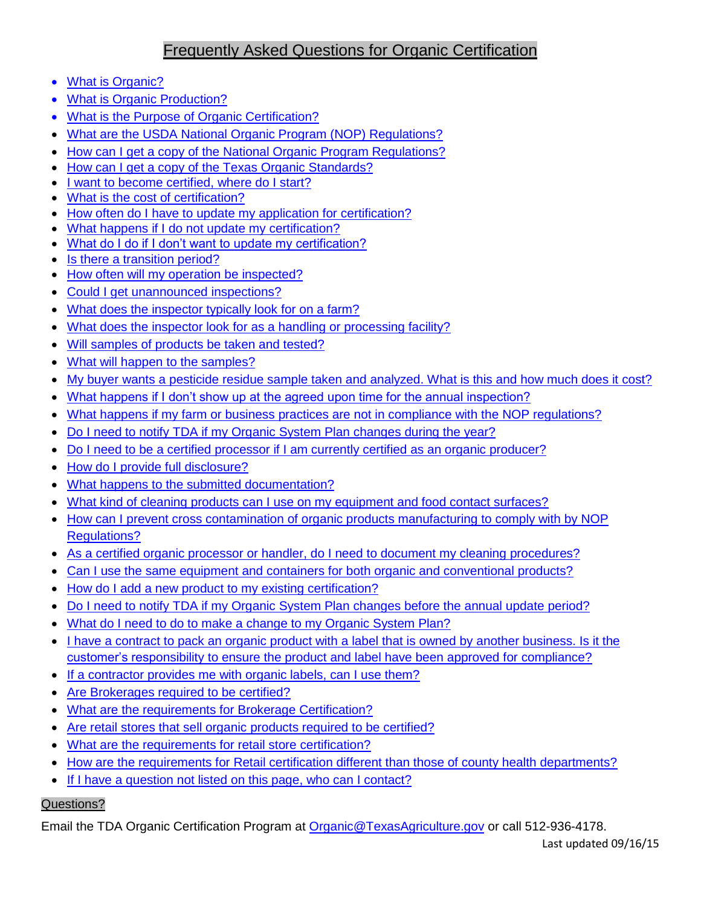# Frequently Asked Questions for Organic Certification

- What is Organic?
- What is Organic Production?
- What is the Purpose of Organic Certification?
- What are the USDA National Organic Program (NOP) Regulations?
- How can I get a copy of the National Organic Program Regulations?
- How can I get a copy of the Texas Organic Standards?
- I want to become certified, where do I start?
- What is the cost of certification?
- How often do I have to update my application for certification?
- What happens if I do not update my certification?
- What do I do if I don't want to update my certification?
- Is there a transition period?
- How often will my operation be inspected?
- Could I get unannounced inspections?
- What does the inspector typically look for on a farm?
- What does the inspector look for as a handling or processing facility?
- Will samples of products be taken and tested?
- What will happen to the samples?
- My buyer wants a pesticide residue sample taken and analyzed. What is this and how much does it cost?
- What happens if I don't show up at the agreed upon time for the annual inspection?
- What happens if my farm or business practices are not in compliance with the NOP regulations?
- Do I need to notify TDA if my Organic System Plan changes during the year?
- Do I need to be a certified processor if I am currently certified as an organic producer?
- How do I provide full disclosure?
- What happens to the submitted documentation?
- What kind of cleaning products can I use on my equipment and food contact surfaces?
- How can I prevent cross contamination of organic products manufacturing to comply with by NOP Regulations?
- As a certified organic processor or handler, do I need to document my cleaning procedures?
- Can I use the same equipment and containers for both organic and conventional products?
- How do I add a new product to my existing certification?
- Do I need to notify TDA if my Organic System Plan changes before the annual update period?
- What do I need to do to make a change to my Organic System Plan?
- I have a contract to pack an organic product with a label that is owned by another business. Is it the customer's responsibility to ensure the product and label have been approved for compliance?
- If a contractor provides me with organic labels, can I use them?
- Are Brokerages required to be certified?
- What are the requirements for Brokerage Certification?
- Are retail stores that sell organic products required to be certified?
- What are the requirements for retail store certification?
- How are the requirements for Retail certification different than those of county health departments?
- If I have a question not listed on this page, who can I contact?

Questions?

Email the TDA Organic Certification Program at Organic@TexasAgriculture.gov or call 512-936-4178.

Last updated 09/16/15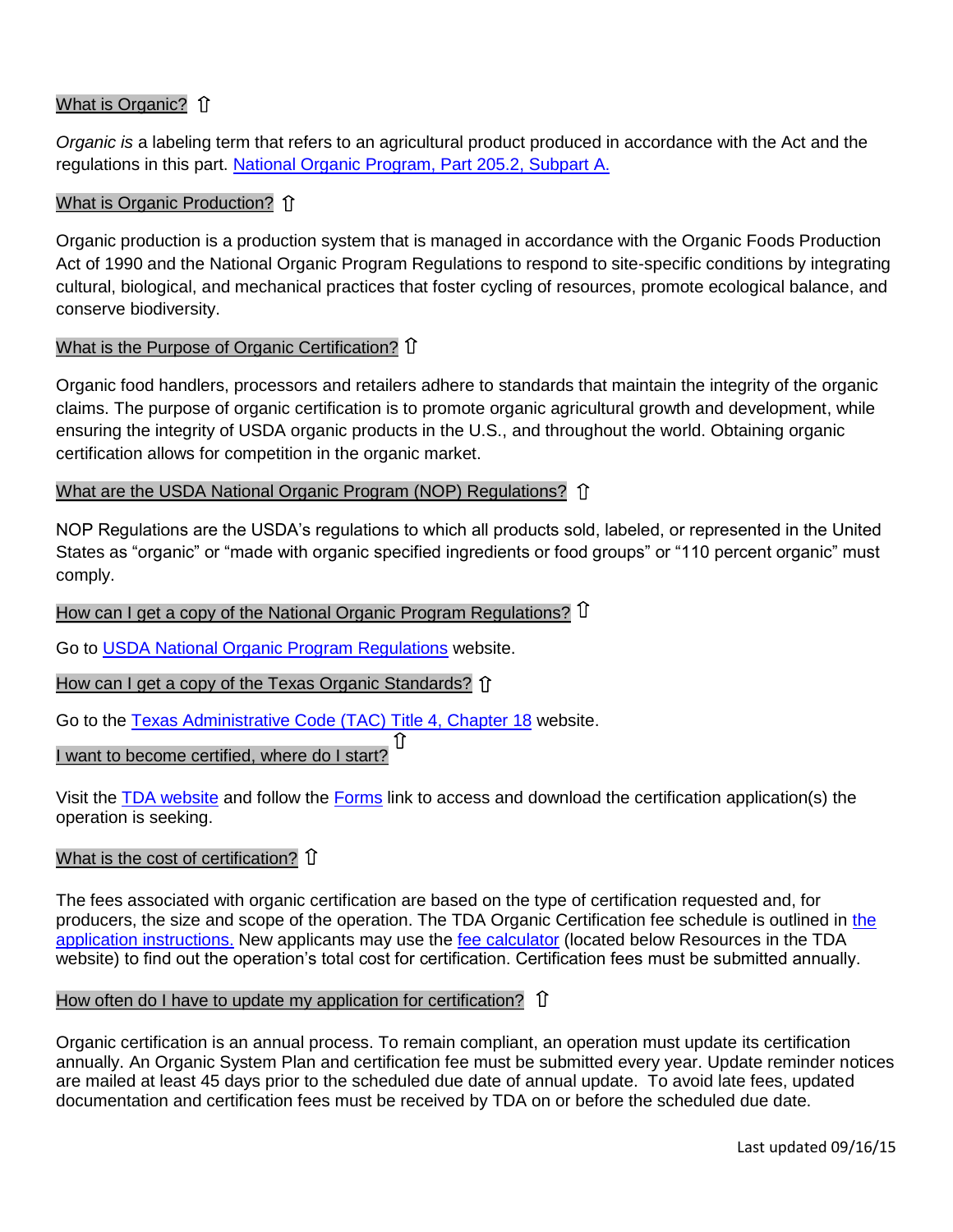## What is Organic? ⇧

*Organic is* a labeling term that refers to an agricultural product produced in accordance with the Act and the regulations in this part. [National Organic Program, Part 205.2, Subpart A.](#)

## What is Organic Production? ⇧

Organic production is a production system that is managed in accordance with the Organic Foods Production Act of 1990 and the National Organic Program Regulations to respond to site-specific conditions by integrating cultural, biological, and mechanical practices that foster cycling of resources, promote ecological balance, and conserve biodiversity.

## What is the Purpose of Organic Certification? ⇧

Organic food handlers, processors and retailers adhere to standards that maintain the integrity of the organic claims. The purpose of organic certification is to promote organic agricultural growth and development, while ensuring the integrity of USDA organic products in the U.S., and throughout the world. Obtaining organic certification allows for competition in the organic market.

## What are the USDA National Organic Program (NOP) Regulations? ⇧

NOP Regulations are the USDA's regulations to which all products sold, labeled, or represented in the United States as "organic" or "made with organic specified ingredients or food groups" or "110 percent organic" must comply.

## How can I get a copy of the National Organic Program Regulations? ⇧

Go to [USDA National Organic Program Regulations](#) website.

## How can I get a copy of the Texas Organic Standards? ⇧

Go to the [Texas Administrative Code (TAC) Title 4, Chapter 18](#) website.

## I want to become certified, where do I start? ⇧

Visit the [TDA website](#) and follow the [Forms](#) link to access and download the certification application(s) the operation is seeking.

## What is the cost of certification? ⇧

The fees associated with organic certification are based on the type of certification requested and, for producers, the size and scope of the operation. The TDA Organic Certification fee schedule is outlined in [the application instructions.](#) New applicants may use the [fee calculator](#) (located below Resources in the TDA website) to find out the operation's total cost for certification. Certification fees must be submitted annually.

## How often do I have to update my application for certification? ⇧

Organic certification is an annual process. To remain compliant, an operation must update its certification annually. An Organic System Plan and certification fee must be submitted every year. Update reminder notices are mailed at least 45 days prior to the scheduled due date of annual update. To avoid late fees, updated documentation and certification fees must be received by TDA on or before the scheduled due date.

Last updated 09/16/15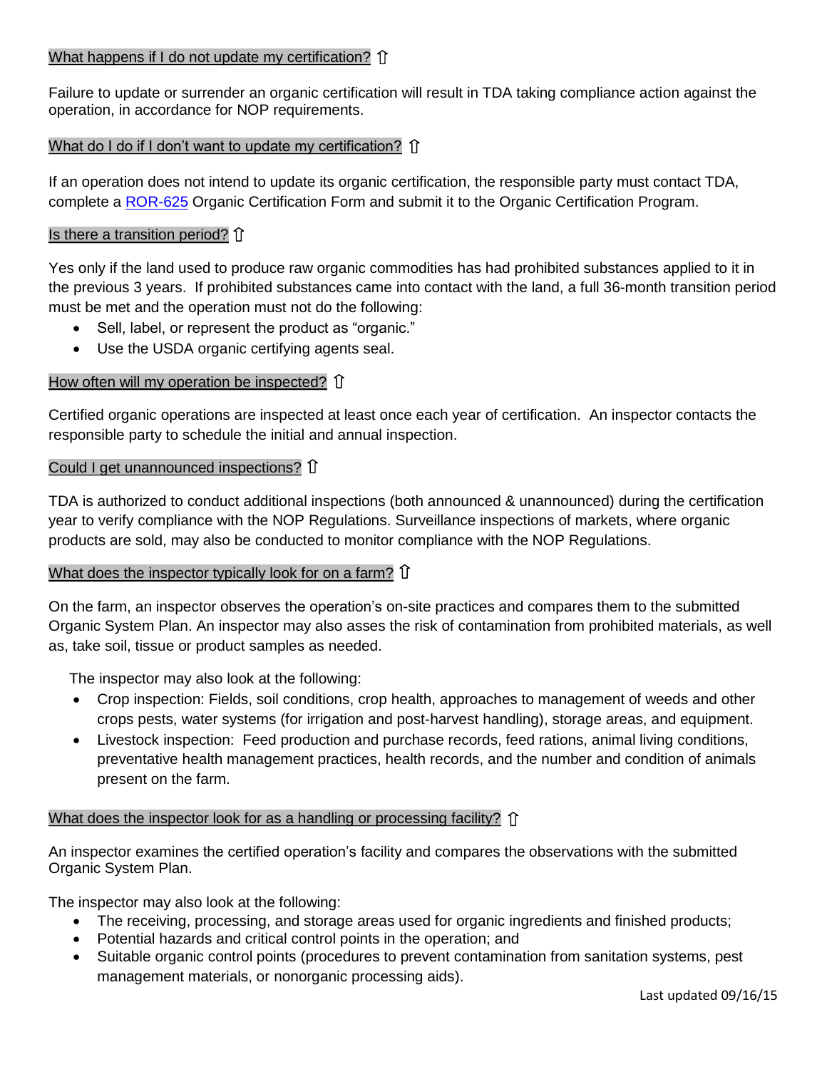### What happens if I do not update my certification? ⇧

Failure to update or surrender an organic certification will result in TDA taking compliance action against the operation, in accordance for NOP requirements.

### What do I do if I don't want to update my certification? ⇧

If an operation does not intend to update its organic certification, the responsible party must contact TDA, complete a ROR-625 Organic Certification Form and submit it to the Organic Certification Program.

### Is there a transition period? ⇧

Yes only if the land used to produce raw organic commodities has had prohibited substances applied to it in the previous 3 years. If prohibited substances came into contact with the land, a full 36-month transition period must be met and the operation must not do the following:

- Sell, label, or represent the product as "organic."
- Use the USDA organic certifying agents seal.

### How often will my operation be inspected? ⇧

Certified organic operations are inspected at least once each year of certification. An inspector contacts the responsible party to schedule the initial and annual inspection.

### Could I get unannounced inspections? ⇧

TDA is authorized to conduct additional inspections (both announced & unannounced) during the certification year to verify compliance with the NOP Regulations. Surveillance inspections of markets, where organic products are sold, may also be conducted to monitor compliance with the NOP Regulations.

### What does the inspector typically look for on a farm? ⇧

On the farm, an inspector observes the operation's on-site practices and compares them to the submitted Organic System Plan. An inspector may also asses the risk of contamination from prohibited materials, as well as, take soil, tissue or product samples as needed.

The inspector may also look at the following:

- Crop inspection: Fields, soil conditions, crop health, approaches to management of weeds and other crops pests, water systems (for irrigation and post-harvest handling), storage areas, and equipment.
- Livestock inspection: Feed production and purchase records, feed rations, animal living conditions, preventative health management practices, health records, and the number and condition of animals present on the farm.

### What does the inspector look for as a handling or processing facility? ⇧

An inspector examines the certified operation's facility and compares the observations with the submitted Organic System Plan.

The inspector may also look at the following:

- The receiving, processing, and storage areas used for organic ingredients and finished products;
- Potential hazards and critical control points in the operation; and
- Suitable organic control points (procedures to prevent contamination from sanitation systems, pest management materials, or nonorganic processing aids).

Last updated 09/16/15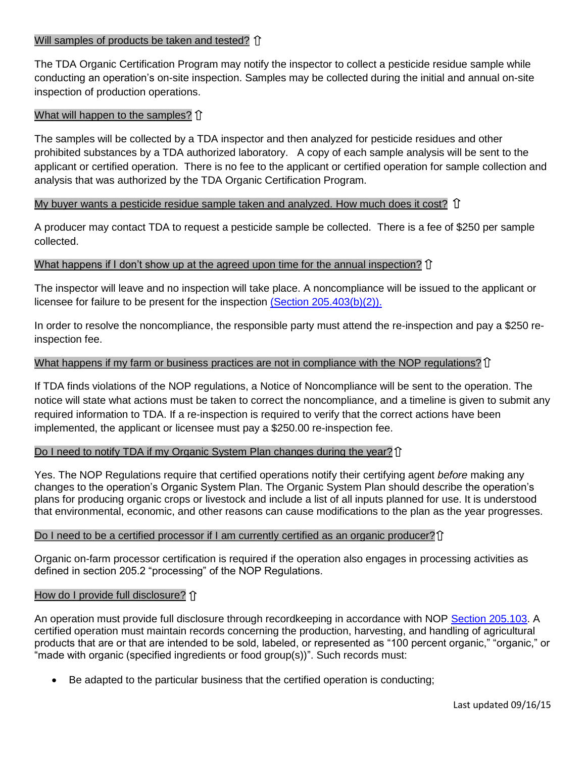### Will samples of products be taken and tested? ⇧

The TDA Organic Certification Program may notify the inspector to collect a pesticide residue sample while conducting an operation's on-site inspection. Samples may be collected during the initial and annual on-site inspection of production operations.

### What will happen to the samples? ⇧

The samples will be collected by a TDA inspector and then analyzed for pesticide residues and other prohibited substances by a TDA authorized laboratory. A copy of each sample analysis will be sent to the applicant or certified operation. There is no fee to the applicant or certified operation for sample collection and analysis that was authorized by the TDA Organic Certification Program.

### My buyer wants a pesticide residue sample taken and analyzed. How much does it cost? ⇧

A producer may contact TDA to request a pesticide sample be collected. There is a fee of $250 per sample collected.

### What happens if I don't show up at the agreed upon time for the annual inspection? ⇧

The inspector will leave and no inspection will take place. A noncompliance will be issued to the applicant or licensee for failure to be present for the inspection (Section 205.403(b)(2)).

In order to resolve the noncompliance, the responsible party must attend the re-inspection and pay a $250 re-inspection fee.

### What happens if my farm or business practices are not in compliance with the NOP regulations? ⇧

If TDA finds violations of the NOP regulations, a Notice of Noncompliance will be sent to the operation. The notice will state what actions must be taken to correct the noncompliance, and a timeline is given to submit any required information to TDA. If a re-inspection is required to verify that the correct actions have been implemented, the applicant or licensee must pay a $250.00 re-inspection fee.

### Do I need to notify TDA if my Organic System Plan changes during the year? ⇧

Yes. The NOP Regulations require that certified operations notify their certifying agent *before* making any changes to the operation's Organic System Plan. The Organic System Plan should describe the operation's plans for producing organic crops or livestock and include a list of all inputs planned for use. It is understood that environmental, economic, and other reasons can cause modifications to the plan as the year progresses.

### Do I need to be a certified processor if I am currently certified as an organic producer? ⇧

Organic on-farm processor certification is required if the operation also engages in processing activities as defined in section 205.2 "processing" of the NOP Regulations.

### How do I provide full disclosure? ⇧

An operation must provide full disclosure through recordkeeping in accordance with NOP Section 205.103. A certified operation must maintain records concerning the production, harvesting, and handling of agricultural products that are or that are intended to be sold, labeled, or represented as "100 percent organic," "organic," or "made with organic (specified ingredients or food group(s))". Such records must:

- Be adapted to the particular business that the certified operation is conducting;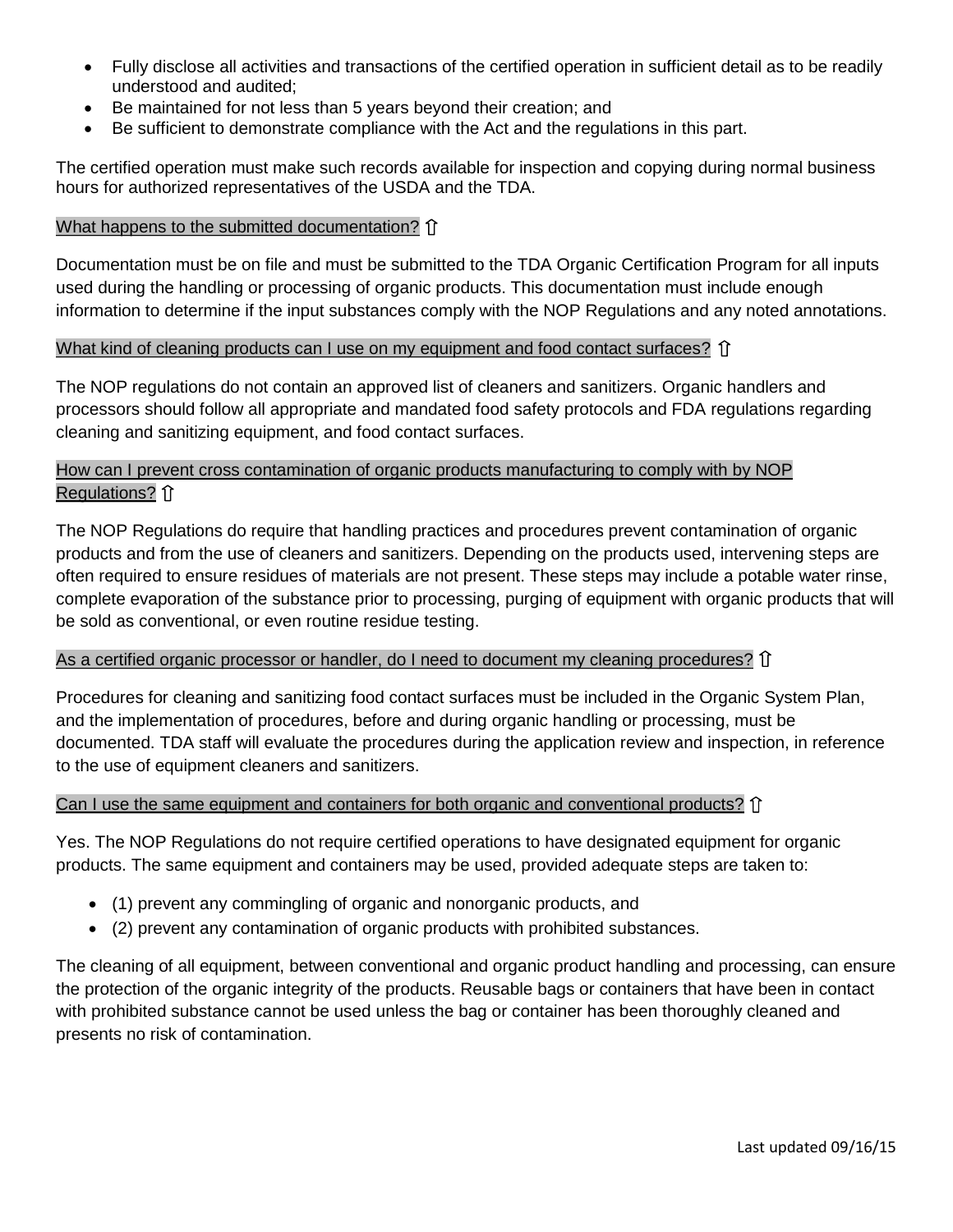- Fully disclose all activities and transactions of the certified operation in sufficient detail as to be readily understood and audited;
- Be maintained for not less than 5 years beyond their creation; and
- Be sufficient to demonstrate compliance with the Act and the regulations in this part.

The certified operation must make such records available for inspection and copying during normal business hours for authorized representatives of the USDA and the TDA.

### What happens to the submitted documentation? ⇧

Documentation must be on file and must be submitted to the TDA Organic Certification Program for all inputs used during the handling or processing of organic products. This documentation must include enough information to determine if the input substances comply with the NOP Regulations and any noted annotations.

### What kind of cleaning products can I use on my equipment and food contact surfaces? ⇧

The NOP regulations do not contain an approved list of cleaners and sanitizers. Organic handlers and processors should follow all appropriate and mandated food safety protocols and FDA regulations regarding cleaning and sanitizing equipment, and food contact surfaces.

### How can I prevent cross contamination of organic products manufacturing to comply with by NOP Regulations? ⇧

The NOP Regulations do require that handling practices and procedures prevent contamination of organic products and from the use of cleaners and sanitizers. Depending on the products used, intervening steps are often required to ensure residues of materials are not present. These steps may include a potable water rinse, complete evaporation of the substance prior to processing, purging of equipment with organic products that will be sold as conventional, or even routine residue testing.

### As a certified organic processor or handler, do I need to document my cleaning procedures? ⇧

Procedures for cleaning and sanitizing food contact surfaces must be included in the Organic System Plan, and the implementation of procedures, before and during organic handling or processing, must be documented. TDA staff will evaluate the procedures during the application review and inspection, in reference to the use of equipment cleaners and sanitizers.

### Can I use the same equipment and containers for both organic and conventional products? ⇧

Yes. The NOP Regulations do not require certified operations to have designated equipment for organic products. The same equipment and containers may be used, provided adequate steps are taken to:

- (1) prevent any commingling of organic and nonorganic products, and
- (2) prevent any contamination of organic products with prohibited substances.

The cleaning of all equipment, between conventional and organic product handling and processing, can ensure the protection of the organic integrity of the products. Reusable bags or containers that have been in contact with prohibited substance cannot be used unless the bag or container has been thoroughly cleaned and presents no risk of contamination.

Last updated 09/16/15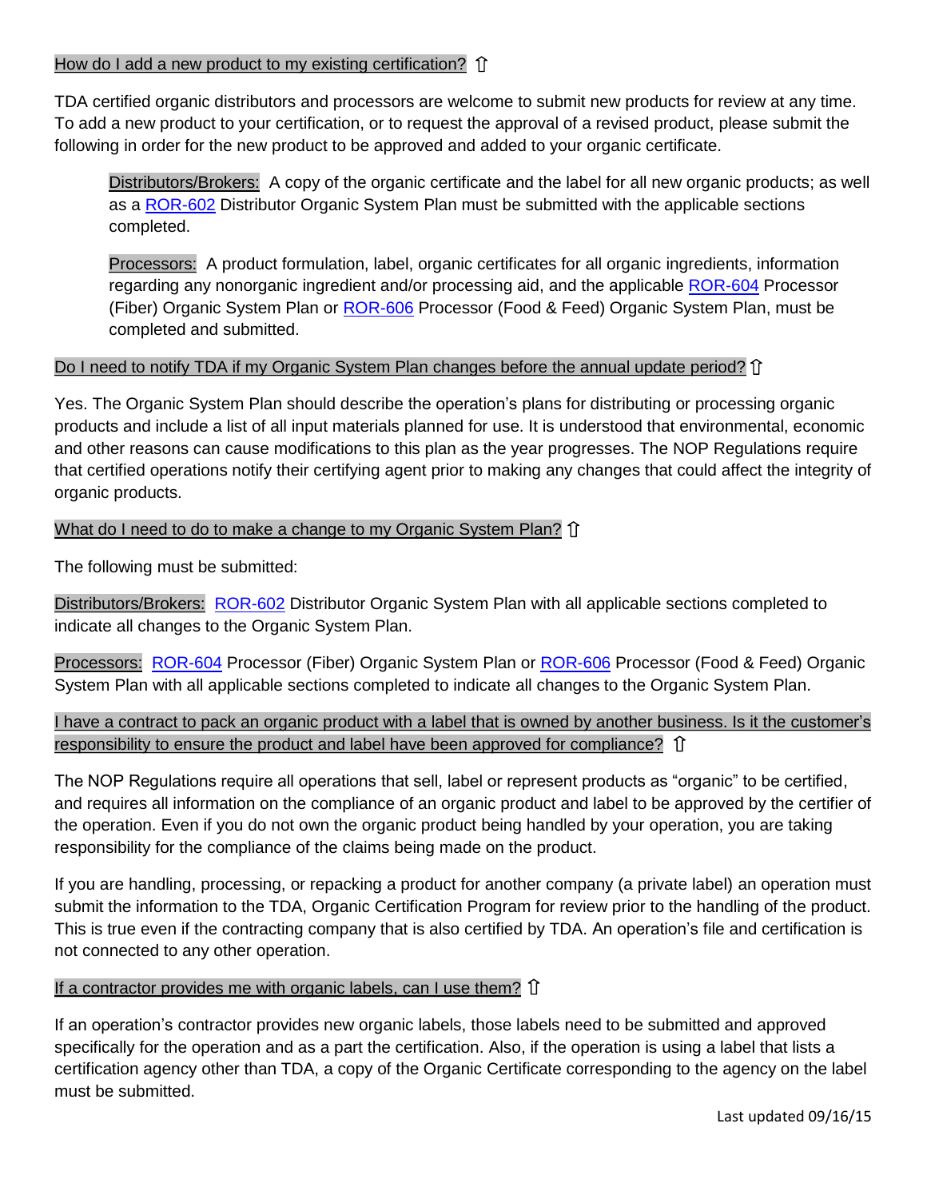### How do I add a new product to my existing certification? ⇧

TDA certified organic distributors and processors are welcome to submit new products for review at any time. To add a new product to your certification, or to request the approval of a revised product, please submit the following in order for the new product to be approved and added to your organic certificate.

> Distributors/Brokers: A copy of the organic certificate and the label for all new organic products; as well as a ROR-602 Distributor Organic System Plan must be submitted with the applicable sections completed.
>
> Processors: A product formulation, label, organic certificates for all organic ingredients, information regarding any nonorganic ingredient and/or processing aid, and the applicable ROR-604 Processor (Fiber) Organic System Plan or ROR-606 Processor (Food & Feed) Organic System Plan, must be completed and submitted.

### Do I need to notify TDA if my Organic System Plan changes before the annual update period? ⇧

Yes. The Organic System Plan should describe the operation's plans for distributing or processing organic products and include a list of all input materials planned for use. It is understood that environmental, economic and other reasons can cause modifications to this plan as the year progresses. The NOP Regulations require that certified operations notify their certifying agent prior to making any changes that could affect the integrity of organic products.

### What do I need to do to make a change to my Organic System Plan? ⇧

The following must be submitted:

Distributors/Brokers: ROR-602 Distributor Organic System Plan with all applicable sections completed to indicate all changes to the Organic System Plan.

Processors: ROR-604 Processor (Fiber) Organic System Plan or ROR-606 Processor (Food & Feed) Organic System Plan with all applicable sections completed to indicate all changes to the Organic System Plan.

### I have a contract to pack an organic product with a label that is owned by another business. Is it the customer's responsibility to ensure the product and label have been approved for compliance? ⇧

The NOP Regulations require all operations that sell, label or represent products as "organic" to be certified, and requires all information on the compliance of an organic product and label to be approved by the certifier of the operation. Even if you do not own the organic product being handled by your operation, you are taking responsibility for the compliance of the claims being made on the product.

If you are handling, processing, or repacking a product for another company (a private label) an operation must submit the information to the TDA, Organic Certification Program for review prior to the handling of the product. This is true even if the contracting company that is also certified by TDA. An operation's file and certification is not connected to any other operation.

### If a contractor provides me with organic labels, can I use them? ⇧

If an operation's contractor provides new organic labels, those labels need to be submitted and approved specifically for the operation and as a part the certification. Also, if the operation is using a label that lists a certification agency other than TDA, a copy of the Organic Certificate corresponding to the agency on the label must be submitted.

Last updated 09/16/15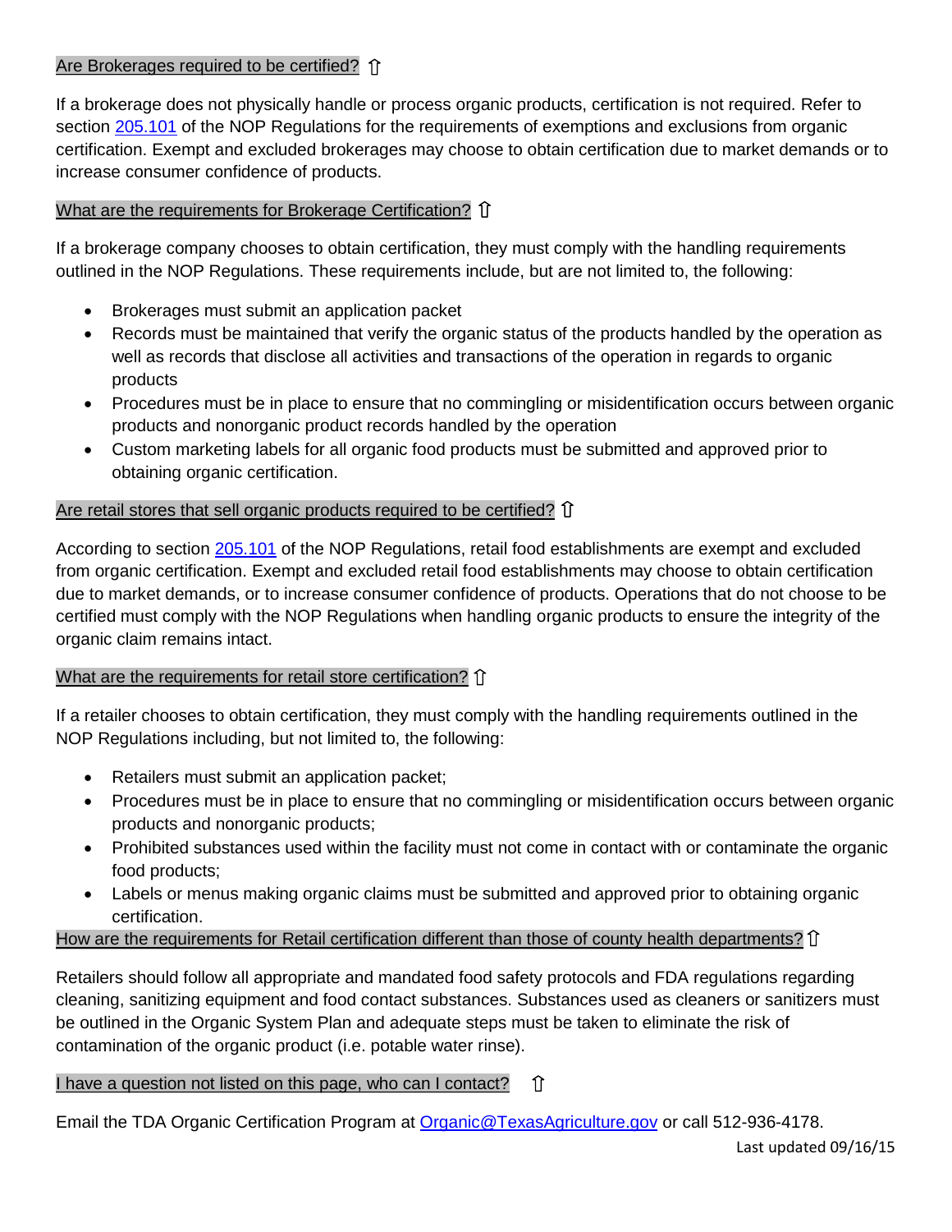### Are Brokerages required to be certified? ⇧

If a brokerage does not physically handle or process organic products, certification is not required. Refer to section [205.101](#) of the NOP Regulations for the requirements of exemptions and exclusions from organic certification. Exempt and excluded brokerages may choose to obtain certification due to market demands or to increase consumer confidence of products.

### What are the requirements for Brokerage Certification? ⇧

If a brokerage company chooses to obtain certification, they must comply with the handling requirements outlined in the NOP Regulations. These requirements include, but are not limited to, the following:

- Brokerages must submit an application packet
- Records must be maintained that verify the organic status of the products handled by the operation as well as records that disclose all activities and transactions of the operation in regards to organic products
- Procedures must be in place to ensure that no commingling or misidentification occurs between organic products and nonorganic product records handled by the operation
- Custom marketing labels for all organic food products must be submitted and approved prior to obtaining organic certification.

### Are retail stores that sell organic products required to be certified? ⇧

According to section [205.101](#) of the NOP Regulations, retail food establishments are exempt and excluded from organic certification. Exempt and excluded retail food establishments may choose to obtain certification due to market demands, or to increase consumer confidence of products. Operations that do not choose to be certified must comply with the NOP Regulations when handling organic products to ensure the integrity of the organic claim remains intact.

### What are the requirements for retail store certification? ⇧

If a retailer chooses to obtain certification, they must comply with the handling requirements outlined in the NOP Regulations including, but not limited to, the following:

- Retailers must submit an application packet;
- Procedures must be in place to ensure that no commingling or misidentification occurs between organic products and nonorganic products;
- Prohibited substances used within the facility must not come in contact with or contaminate the organic food products;
- Labels or menus making organic claims must be submitted and approved prior to obtaining organic certification.

### How are the requirements for Retail certification different than those of county health departments? ⇧

Retailers should follow all appropriate and mandated food safety protocols and FDA regulations regarding cleaning, sanitizing equipment and food contact substances. Substances used as cleaners or sanitizers must be outlined in the Organic System Plan and adequate steps must be taken to eliminate the risk of contamination of the organic product (i.e. potable water rinse).

### I have a question not listed on this page, who can I contact? ⇧

Email the TDA Organic Certification Program at [Organic@TexasAgriculture.gov](mailto:Organic@TexasAgriculture.gov) or call 512-936-4178.

Last updated 09/16/15